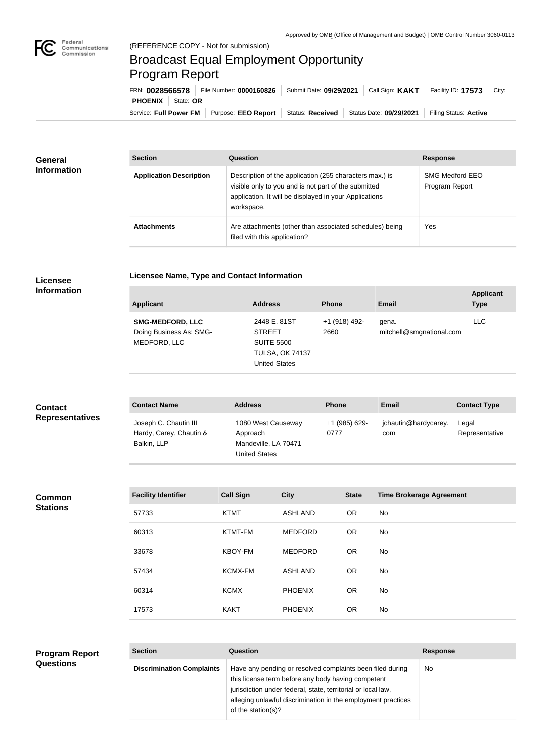Approved by OMB (Office of Management and Budget) | OMB Control Number 3060-0113

(REFERENCE COPY - Not for submission)

# Broadcast Equal Employment Opportunity Program Report

FRN: **0028566578** | File Number: **0000160826** | Submit Date: **09/29/2021** | Call Sign: **KAKT** | Facility ID: **17573** | City: **PHOENIX** | State: **OR**

Service: **Full Power FM** | Purpose: **EEO Report** | Status: **Received** | Status Date: **09/29/2021** | Filing Status: **Active**

## General Information

| Section | Question | Response |
| --- | --- | --- |
| **Application Description** | Description of the application (255 characters max.) is visible only to you and is not part of the submitted application. It will be displayed in your Applications workspace. | SMG Medford EEO Program Report |
| **Attachments** | Are attachments (other than associated schedules) being filed with this application? | Yes |

## Licensee Information

### Licensee Name, Type and Contact Information

| Applicant | Address | Phone | Email | Applicant Type |
| --- | --- | --- | --- | --- |
| **SMG-MEDFORD, LLC** Doing Business As: SMG-MEDFORD, LLC | 2448 E. 81ST STREET SUITE 5500 TULSA, OK 74137 United States | +1 (918) 492-2660 | gena.mitchell@smgnational.com | LLC |

## Contact Representatives

| Contact Name | Address | Phone | Email | Contact Type |
| --- | --- | --- | --- | --- |
| Joseph C. Chautin III Hardy, Carey, Chautin & Balkin, LLP | 1080 West Causeway Approach Mandeville, LA 70471 United States | +1 (985) 629-0777 | jchautin@hardycarey.com | Legal Representative |

## Common Stations

| Facility Identifier | Call Sign | City | State | Time Brokerage Agreement |
| --- | --- | --- | --- | --- |
| 57733 | KTMT | ASHLAND | OR | No |
| 60313 | KTMT-FM | MEDFORD | OR | No |
| 33678 | KBOY-FM | MEDFORD | OR | No |
| 57434 | KCMX-FM | ASHLAND | OR | No |
| 60314 | KCMX | PHOENIX | OR | No |
| 17573 | KAKT | PHOENIX | OR | No |

## Program Report Questions

| Section | Question | Response |
| --- | --- | --- |
| **Discrimination Complaints** | Have any pending or resolved complaints been filed during this license term before any body having competent jurisdiction under federal, state, territorial or local law, alleging unlawful discrimination in the employment practices of the station(s)? | No |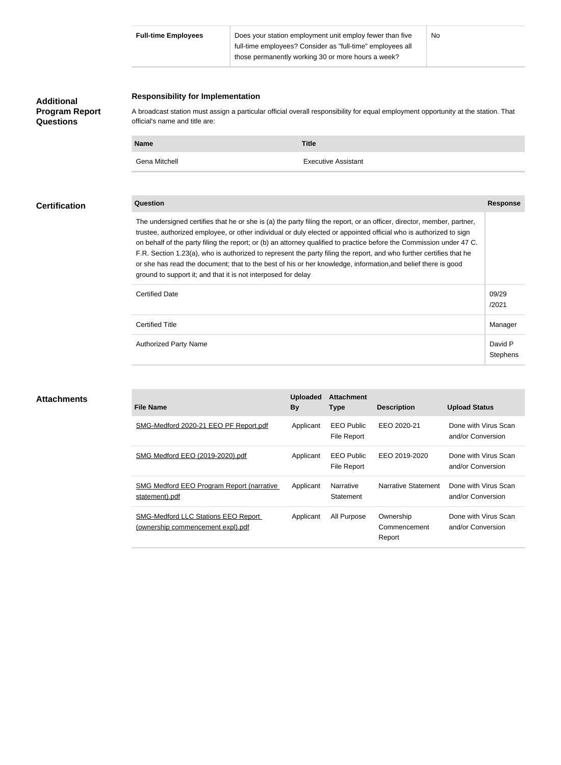| | | |
|---|---|---|
| **Full-time Employees** | Does your station employment unit employ fewer than five full-time employees? Consider as "full-time" employees all those permanently working 30 or more hours a week? | No |

## Additional Program Report Questions

### Responsibility for Implementation

A broadcast station must assign a particular official overall responsibility for equal employment opportunity at the station. That official's name and title are:

| Name | Title |
|---|---|
| Gena Mitchell | Executive Assistant |

## Certification

| Question | Response |
|---|---|
| The undersigned certifies that he or she is (a) the party filing the report, or an officer, director, member, partner, trustee, authorized employee, or other individual or duly elected or appointed official who is authorized to sign on behalf of the party filing the report; or (b) an attorney qualified to practice before the Commission under 47 C.F.R. Section 1.23(a), who is authorized to represent the party filing the report, and who further certifies that he or she has read the document; that to the best of his or her knowledge, information,and belief there is good ground to support it; and that it is not interposed for delay | |
| Certified Date | 09/29/2021 |
| Certified Title | Manager |
| Authorized Party Name | David P Stephens |

## Attachments

| File Name | Uploaded By | Attachment Type | Description | Upload Status |
|---|---|---|---|---|
| SMG-Medford 2020-21 EEO PF Report.pdf | Applicant | EEO Public File Report | EEO 2020-21 | Done with Virus Scan and/or Conversion |
| SMG Medford EEO (2019-2020).pdf | Applicant | EEO Public File Report | EEO 2019-2020 | Done with Virus Scan and/or Conversion |
| SMG Medford EEO Program Report (narrative statement).pdf | Applicant | Narrative Statement | Narrative Statement | Done with Virus Scan and/or Conversion |
| SMG-Medford LLC Stations EEO Report (ownership commencement expl).pdf | Applicant | All Purpose | Ownership Commencement Report | Done with Virus Scan and/or Conversion |